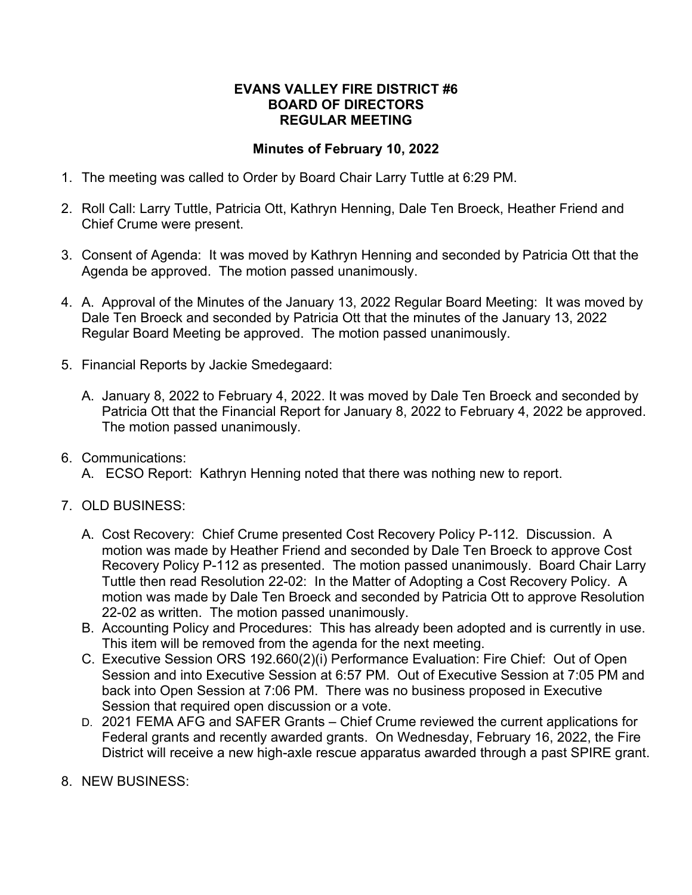# EVANS VALLEY FIRE DISTRICT #6
# BOARD OF DIRECTORS
# REGULAR MEETING

## Minutes of February 10, 2022

1. The meeting was called to Order by Board Chair Larry Tuttle at 6:29 PM.

2. Roll Call: Larry Tuttle, Patricia Ott, Kathryn Henning, Dale Ten Broeck, Heather Friend and Chief Crume were present.

3. Consent of Agenda: It was moved by Kathryn Henning and seconded by Patricia Ott that the Agenda be approved. The motion passed unanimously.

4. A. Approval of the Minutes of the January 13, 2022 Regular Board Meeting: It was moved by Dale Ten Broeck and seconded by Patricia Ott that the minutes of the January 13, 2022 Regular Board Meeting be approved. The motion passed unanimously.

5. Financial Reports by Jackie Smedegaard:

   A. January 8, 2022 to February 4, 2022. It was moved by Dale Ten Broeck and seconded by Patricia Ott that the Financial Report for January 8, 2022 to February 4, 2022 be approved. The motion passed unanimously.

6. Communications:
   A. ECSO Report: Kathryn Henning noted that there was nothing new to report.

7. OLD BUSINESS:

   A. Cost Recovery: Chief Crume presented Cost Recovery Policy P-112. Discussion. A motion was made by Heather Friend and seconded by Dale Ten Broeck to approve Cost Recovery Policy P-112 as presented. The motion passed unanimously. Board Chair Larry Tuttle then read Resolution 22-02: In the Matter of Adopting a Cost Recovery Policy. A motion was made by Dale Ten Broeck and seconded by Patricia Ott to approve Resolution 22-02 as written. The motion passed unanimously.
   B. Accounting Policy and Procedures: This has already been adopted and is currently in use. This item will be removed from the agenda for the next meeting.
   C. Executive Session ORS 192.660(2)(i) Performance Evaluation: Fire Chief: Out of Open Session and into Executive Session at 6:57 PM. Out of Executive Session at 7:05 PM and back into Open Session at 7:06 PM. There was no business proposed in Executive Session that required open discussion or a vote.
   D. 2021 FEMA AFG and SAFER Grants – Chief Crume reviewed the current applications for Federal grants and recently awarded grants. On Wednesday, February 16, 2022, the Fire District will receive a new high-axle rescue apparatus awarded through a past SPIRE grant.

8. NEW BUSINESS: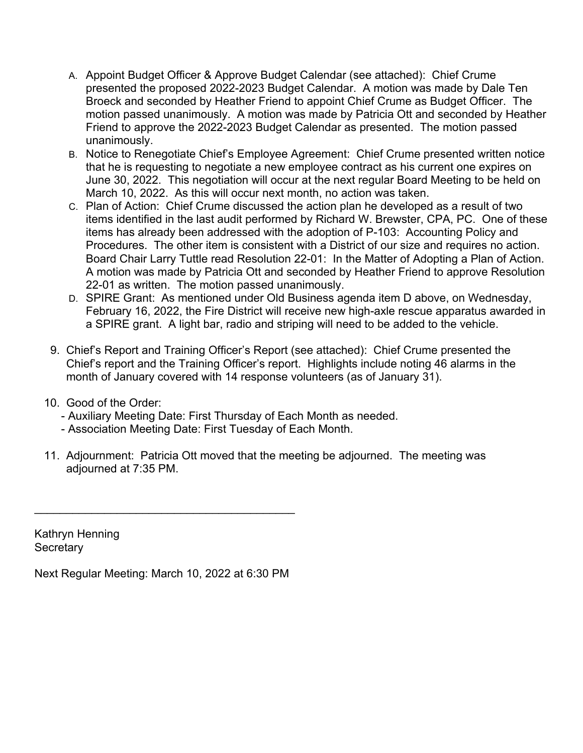A. Appoint Budget Officer & Approve Budget Calendar (see attached): Chief Crume presented the proposed 2022-2023 Budget Calendar. A motion was made by Dale Ten Broeck and seconded by Heather Friend to appoint Chief Crume as Budget Officer. The motion passed unanimously. A motion was made by Patricia Ott and seconded by Heather Friend to approve the 2022-2023 Budget Calendar as presented. The motion passed unanimously.
B. Notice to Renegotiate Chief's Employee Agreement: Chief Crume presented written notice that he is requesting to negotiate a new employee contract as his current one expires on June 30, 2022. This negotiation will occur at the next regular Board Meeting to be held on March 10, 2022. As this will occur next month, no action was taken.
C. Plan of Action: Chief Crume discussed the action plan he developed as a result of two items identified in the last audit performed by Richard W. Brewster, CPA, PC. One of these items has already been addressed with the adoption of P-103: Accounting Policy and Procedures. The other item is consistent with a District of our size and requires no action. Board Chair Larry Tuttle read Resolution 22-01: In the Matter of Adopting a Plan of Action. A motion was made by Patricia Ott and seconded by Heather Friend to approve Resolution 22-01 as written. The motion passed unanimously.
D. SPIRE Grant: As mentioned under Old Business agenda item D above, on Wednesday, February 16, 2022, the Fire District will receive new high-axle rescue apparatus awarded in a SPIRE grant. A light bar, radio and striping will need to be added to the vehicle.

9. Chief's Report and Training Officer's Report (see attached): Chief Crume presented the Chief's report and the Training Officer's report. Highlights include noting 46 alarms in the month of January covered with 14 response volunteers (as of January 31).

10. Good of the Order:
    - Auxiliary Meeting Date: First Thursday of Each Month as needed.
    - Association Meeting Date: First Tuesday of Each Month.

11. Adjournment: Patricia Ott moved that the meeting be adjourned. The meeting was adjourned at 7:35 PM.

\_\_\_\_\_\_\_\_\_\_\_\_\_\_\_\_\_\_\_\_\_\_\_\_\_\_\_\_\_\_\_\_\_\_\_\_\_\_\_\_

Kathryn Henning
Secretary

Next Regular Meeting: March 10, 2022 at 6:30 PM